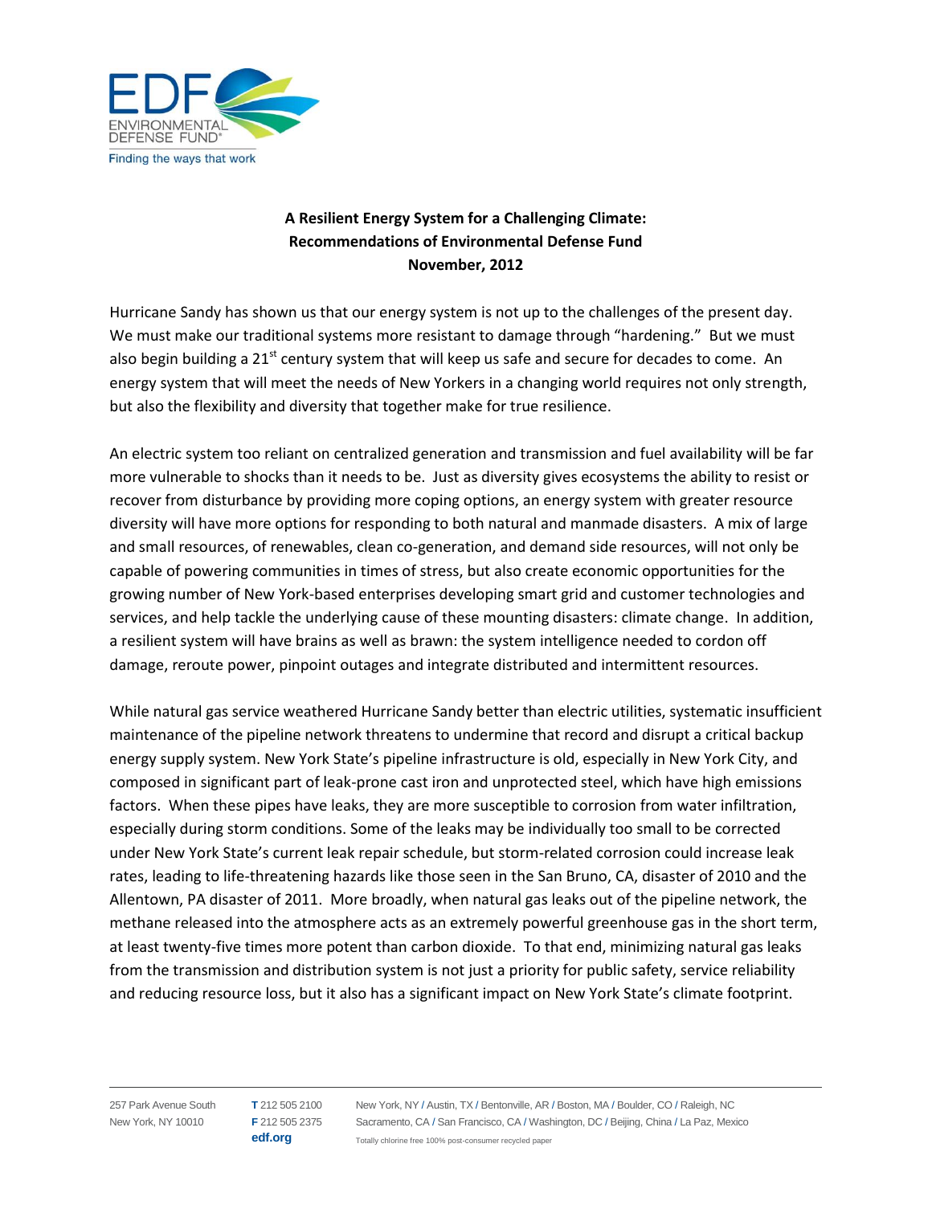**A Resilient Energy System for a Challenging Climate:**
**Recommendations of Environmental Defense Fund**
**November, 2012**

Hurricane Sandy has shown us that our energy system is not up to the challenges of the present day. We must make our traditional systems more resistant to damage through "hardening." But we must also begin building a 21st century system that will keep us safe and secure for decades to come. An energy system that will meet the needs of New Yorkers in a changing world requires not only strength, but also the flexibility and diversity that together make for true resilience.

An electric system too reliant on centralized generation and transmission and fuel availability will be far more vulnerable to shocks than it needs to be. Just as diversity gives ecosystems the ability to resist or recover from disturbance by providing more coping options, an energy system with greater resource diversity will have more options for responding to both natural and manmade disasters. A mix of large and small resources, of renewables, clean co-generation, and demand side resources, will not only be capable of powering communities in times of stress, but also create economic opportunities for the growing number of New York-based enterprises developing smart grid and customer technologies and services, and help tackle the underlying cause of these mounting disasters: climate change. In addition, a resilient system will have brains as well as brawn: the system intelligence needed to cordon off damage, reroute power, pinpoint outages and integrate distributed and intermittent resources.

While natural gas service weathered Hurricane Sandy better than electric utilities, systematic insufficient maintenance of the pipeline network threatens to undermine that record and disrupt a critical backup energy supply system. New York State's pipeline infrastructure is old, especially in New York City, and composed in significant part of leak-prone cast iron and unprotected steel, which have high emissions factors. When these pipes have leaks, they are more susceptible to corrosion from water infiltration, especially during storm conditions. Some of the leaks may be individually too small to be corrected under New York State's current leak repair schedule, but storm-related corrosion could increase leak rates, leading to life-threatening hazards like those seen in the San Bruno, CA, disaster of 2010 and the Allentown, PA disaster of 2011. More broadly, when natural gas leaks out of the pipeline network, the methane released into the atmosphere acts as an extremely powerful greenhouse gas in the short term, at least twenty-five times more potent than carbon dioxide. To that end, minimizing natural gas leaks from the transmission and distribution system is not just a priority for public safety, service reliability and reducing resource loss, but it also has a significant impact on New York State's climate footprint.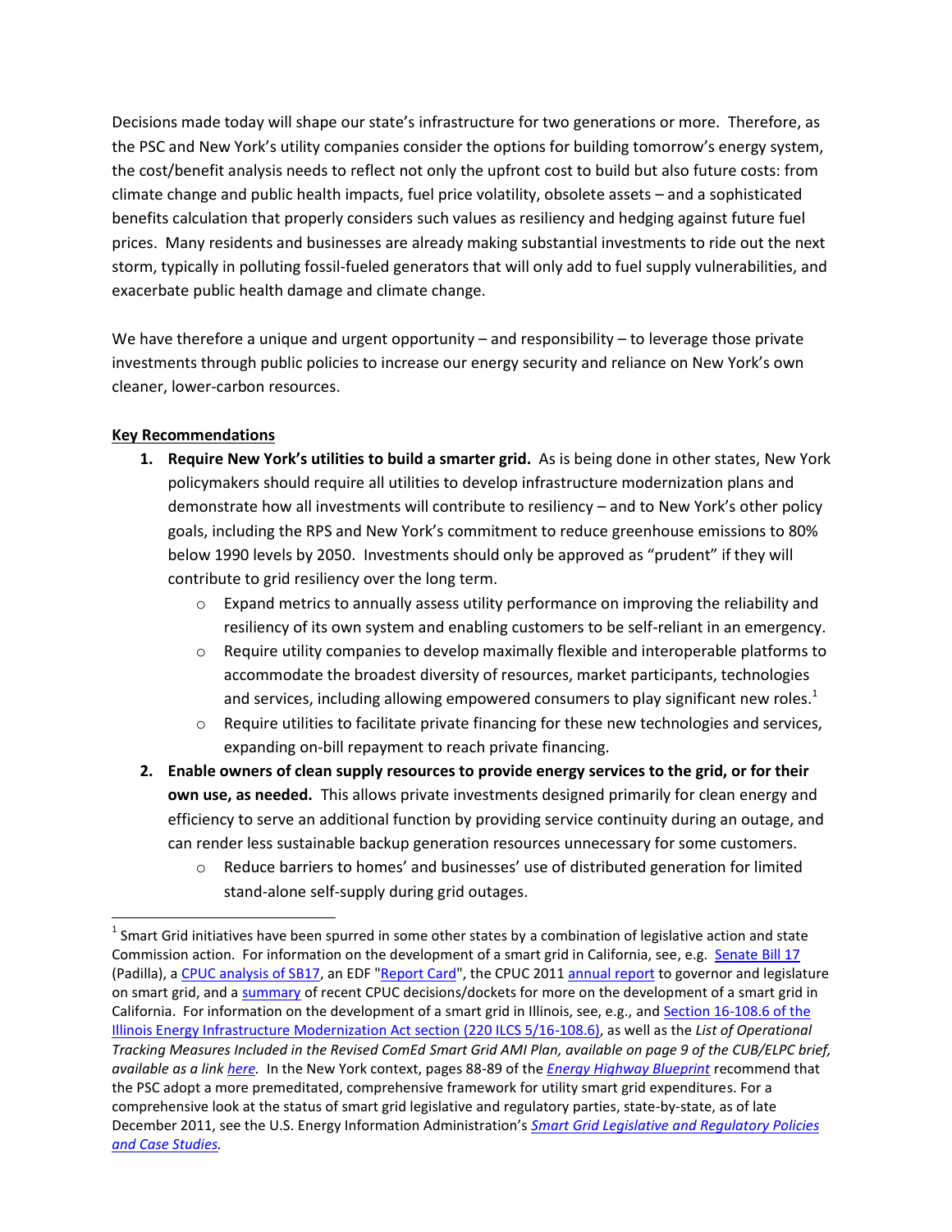Decisions made today will shape our state's infrastructure for two generations or more. Therefore, as the PSC and New York's utility companies consider the options for building tomorrow's energy system, the cost/benefit analysis needs to reflect not only the upfront cost to build but also future costs: from climate change and public health impacts, fuel price volatility, obsolete assets – and a sophisticated benefits calculation that properly considers such values as resiliency and hedging against future fuel prices. Many residents and businesses are already making substantial investments to ride out the next storm, typically in polluting fossil-fueled generators that will only add to fuel supply vulnerabilities, and exacerbate public health damage and climate change.

We have therefore a unique and urgent opportunity – and responsibility – to leverage those private investments through public policies to increase our energy security and reliance on New York's own cleaner, lower-carbon resources.

**Key Recommendations**

1. **Require New York's utilities to build a smarter grid.** As is being done in other states, New York policymakers should require all utilities to develop infrastructure modernization plans and demonstrate how all investments will contribute to resiliency – and to New York's other policy goals, including the RPS and New York's commitment to reduce greenhouse emissions to 80% below 1990 levels by 2050. Investments should only be approved as "prudent" if they will contribute to grid resiliency over the long term.
   - Expand metrics to annually assess utility performance on improving the reliability and resiliency of its own system and enabling customers to be self-reliant in an emergency.
   - Require utility companies to develop maximally flexible and interoperable platforms to accommodate the broadest diversity of resources, market participants, technologies and services, including allowing empowered consumers to play significant new roles.[1]
   - Require utilities to facilitate private financing for these new technologies and services, expanding on-bill repayment to reach private financing.
2. **Enable owners of clean supply resources to provide energy services to the grid, or for their own use, as needed.** This allows private investments designed primarily for clean energy and efficiency to serve an additional function by providing service continuity during an outage, and can render less sustainable backup generation resources unnecessary for some customers.
   - Reduce barriers to homes' and businesses' use of distributed generation for limited stand-alone self-supply during grid outages.

[1] Smart Grid initiatives have been spurred in some other states by a combination of legislative action and state Commission action. For information on the development of a smart grid in California, see, e.g. Senate Bill 17 (Padilla), a CPUC analysis of SB17, an EDF "Report Card", the CPUC 2011 annual report to governor and legislature on smart grid, and a summary of recent CPUC decisions/dockets for more on the development of a smart grid in California. For information on the development of a smart grid in Illinois, see, e.g., and Section 16-108.6 of the Illinois Energy Infrastructure Modernization Act section (220 ILCS 5/16-108.6), as well as the *List of Operational Tracking Measures Included in the Revised ComEd Smart Grid AMI Plan, available on page 9 of the CUB/ELPC brief, available as a link here.* In the New York context, pages 88-89 of the *Energy Highway Blueprint* recommend that the PSC adopt a more premeditated, comprehensive framework for utility smart grid expenditures. For a comprehensive look at the status of smart grid legislative and regulatory parties, state-by-state, as of late December 2011, see the U.S. Energy Information Administration's *Smart Grid Legislative and Regulatory Policies and Case Studies.*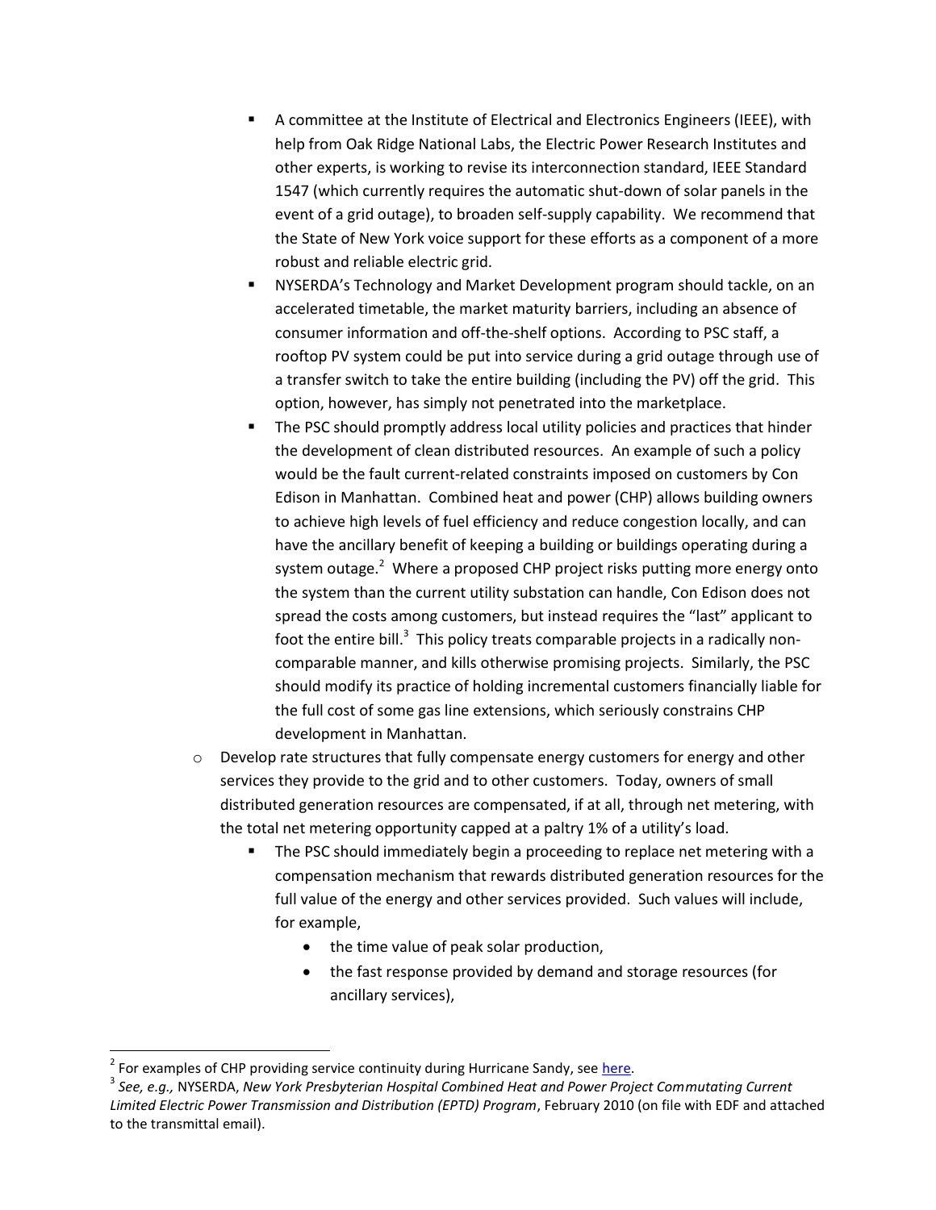- A committee at the Institute of Electrical and Electronics Engineers (IEEE), with help from Oak Ridge National Labs, the Electric Power Research Institutes and other experts, is working to revise its interconnection standard, IEEE Standard 1547 (which currently requires the automatic shut-down of solar panels in the event of a grid outage), to broaden self-supply capability. We recommend that the State of New York voice support for these efforts as a component of a more robust and reliable electric grid.
    - NYSERDA's Technology and Market Development program should tackle, on an accelerated timetable, the market maturity barriers, including an absence of consumer information and off-the-shelf options. According to PSC staff, a rooftop PV system could be put into service during a grid outage through use of a transfer switch to take the entire building (including the PV) off the grid. This option, however, has simply not penetrated into the marketplace.
    - The PSC should promptly address local utility policies and practices that hinder the development of clean distributed resources. An example of such a policy would be the fault current-related constraints imposed on customers by Con Edison in Manhattan. Combined heat and power (CHP) allows building owners to achieve high levels of fuel efficiency and reduce congestion locally, and can have the ancillary benefit of keeping a building or buildings operating during a system outage.[2] Where a proposed CHP project risks putting more energy onto the system than the current utility substation can handle, Con Edison does not spread the costs among customers, but instead requires the "last" applicant to foot the entire bill.[3] This policy treats comparable projects in a radically non-comparable manner, and kills otherwise promising projects. Similarly, the PSC should modify its practice of holding incremental customers financially liable for the full cost of some gas line extensions, which seriously constrains CHP development in Manhattan.
  - Develop rate structures that fully compensate energy customers for energy and other services they provide to the grid and to other customers. Today, owners of small distributed generation resources are compensated, if at all, through net metering, with the total net metering opportunity capped at a paltry 1% of a utility's load.
    - The PSC should immediately begin a proceeding to replace net metering with a compensation mechanism that rewards distributed generation resources for the full value of the energy and other services provided. Such values will include, for example,
      - the time value of peak solar production,
      - the fast response provided by demand and storage resources (for ancillary services),

[2] For examples of CHP providing service continuity during Hurricane Sandy, see here.

[3] *See, e.g.,* NYSERDA, *New York Presbyterian Hospital Combined Heat and Power Project Commutating Current Limited Electric Power Transmission and Distribution (EPTD) Program*, February 2010 (on file with EDF and attached to the transmittal email).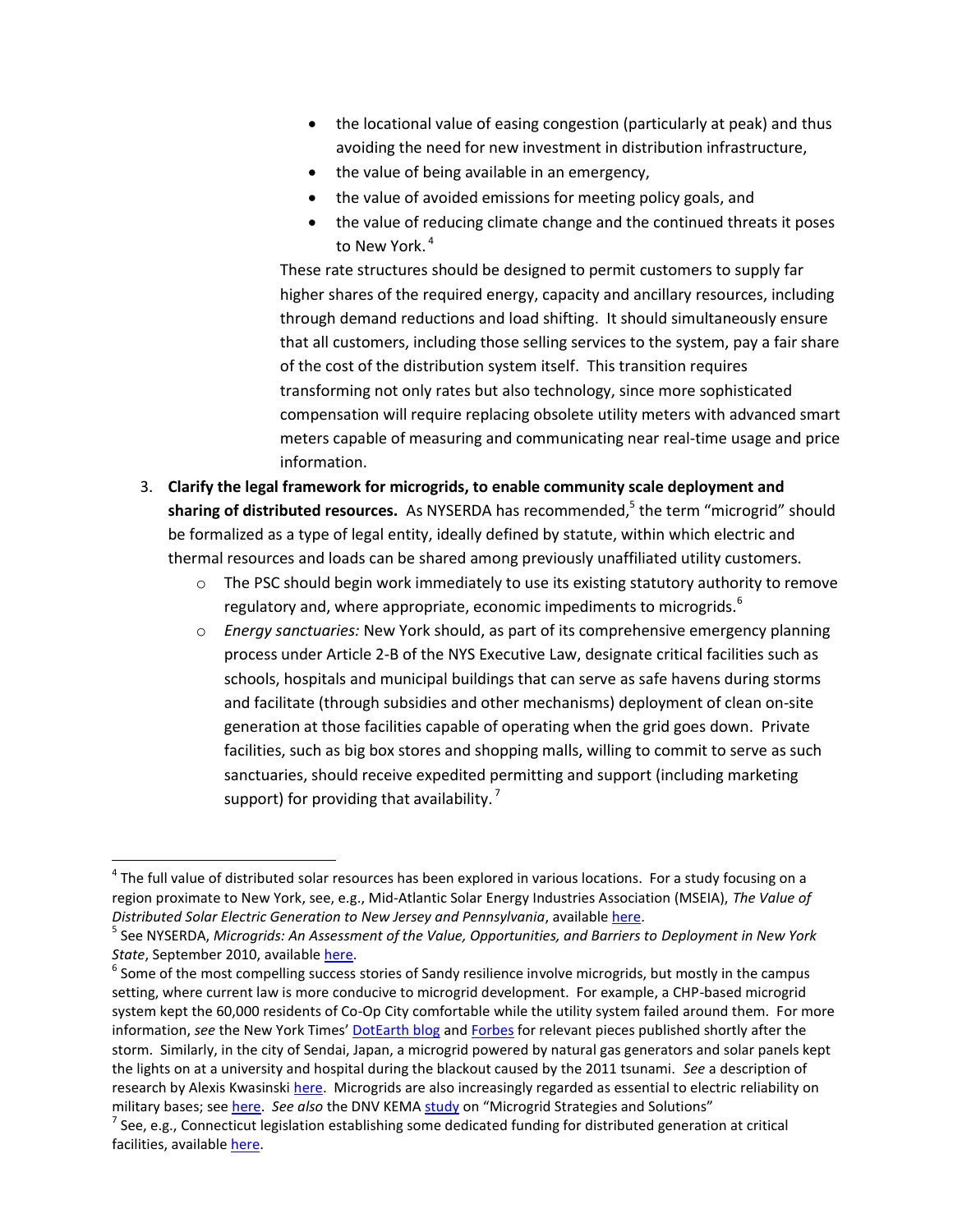- the locational value of easing congestion (particularly at peak) and thus avoiding the need for new investment in distribution infrastructure,
- the value of being available in an emergency,
- the value of avoided emissions for meeting policy goals, and
- the value of reducing climate change and the continued threats it poses to New York.[4]

These rate structures should be designed to permit customers to supply far higher shares of the required energy, capacity and ancillary resources, including through demand reductions and load shifting. It should simultaneously ensure that all customers, including those selling services to the system, pay a fair share of the cost of the distribution system itself. This transition requires transforming not only rates but also technology, since more sophisticated compensation will require replacing obsolete utility meters with advanced smart meters capable of measuring and communicating near real-time usage and price information.

3. **Clarify the legal framework for microgrids, to enable community scale deployment and sharing of distributed resources.** As NYSERDA has recommended,[5] the term "microgrid" should be formalized as a type of legal entity, ideally defined by statute, within which electric and thermal resources and loads can be shared among previously unaffiliated utility customers.
   - The PSC should begin work immediately to use its existing statutory authority to remove regulatory and, where appropriate, economic impediments to microgrids.[6]
   - *Energy sanctuaries:* New York should, as part of its comprehensive emergency planning process under Article 2-B of the NYS Executive Law, designate critical facilities such as schools, hospitals and municipal buildings that can serve as safe havens during storms and facilitate (through subsidies and other mechanisms) deployment of clean on-site generation at those facilities capable of operating when the grid goes down. Private facilities, such as big box stores and shopping malls, willing to commit to serve as such sanctuaries, should receive expedited permitting and support (including marketing support) for providing that availability.[7]

---

[4] The full value of distributed solar resources has been explored in various locations. For a study focusing on a region proximate to New York, see, e.g., Mid-Atlantic Solar Energy Industries Association (MSEIA), *The Value of Distributed Solar Electric Generation to New Jersey and Pennsylvania*, available here.

[5] See NYSERDA, *Microgrids: An Assessment of the Value, Opportunities, and Barriers to Deployment in New York State*, September 2010, available here.

[6] Some of the most compelling success stories of Sandy resilience involve microgrids, but mostly in the campus setting, where current law is more conducive to microgrid development. For example, a CHP-based microgrid system kept the 60,000 residents of Co-Op City comfortable while the utility system failed around them. For more information, *see* the New York Times' DotEarth blog and Forbes for relevant pieces published shortly after the storm. Similarly, in the city of Sendai, Japan, a microgrid powered by natural gas generators and solar panels kept the lights on at a university and hospital during the blackout caused by the 2011 tsunami. *See* a description of research by Alexis Kwasinski here. Microgrids are also increasingly regarded as essential to electric reliability on military bases; see here. *See also* the DNV KEMA study on "Microgrid Strategies and Solutions"

[7] See, e.g., Connecticut legislation establishing some dedicated funding for distributed generation at critical facilities, available here.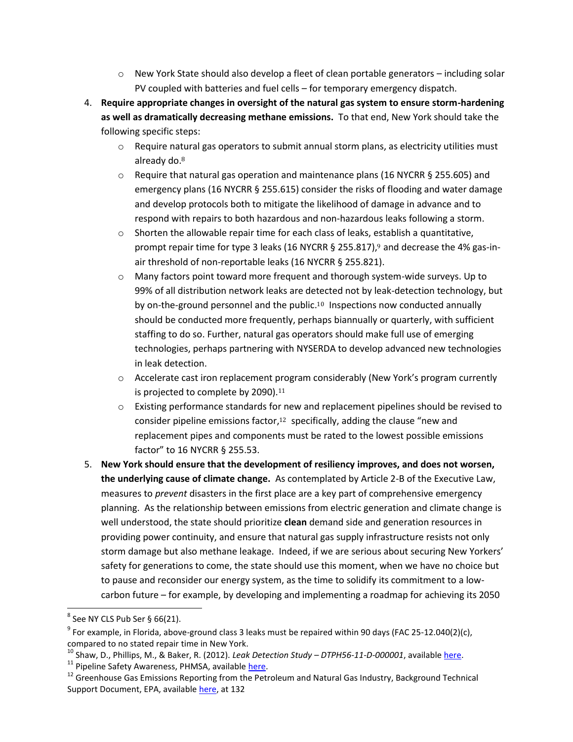- New York State should also develop a fleet of clean portable generators – including solar PV coupled with batteries and fuel cells – for temporary emergency dispatch.

4. **Require appropriate changes in oversight of the natural gas system to ensure storm-hardening as well as dramatically decreasing methane emissions.** To that end, New York should take the following specific steps:
   - Require natural gas operators to submit annual storm plans, as electricity utilities must already do.[8]
   - Require that natural gas operation and maintenance plans (16 NYCRR § 255.605) and emergency plans (16 NYCRR § 255.615) consider the risks of flooding and water damage and develop protocols both to mitigate the likelihood of damage in advance and to respond with repairs to both hazardous and non-hazardous leaks following a storm.
   - Shorten the allowable repair time for each class of leaks, establish a quantitative, prompt repair time for type 3 leaks (16 NYCRR § 255.817),[9] and decrease the 4% gas-in-air threshold of non-reportable leaks (16 NYCRR § 255.821).
   - Many factors point toward more frequent and thorough system-wide surveys. Up to 99% of all distribution network leaks are detected not by leak-detection technology, but by on-the-ground personnel and the public.[10] Inspections now conducted annually should be conducted more frequently, perhaps biannually or quarterly, with sufficient staffing to do so. Further, natural gas operators should make full use of emerging technologies, perhaps partnering with NYSERDA to develop advanced new technologies in leak detection.
   - Accelerate cast iron replacement program considerably (New York's program currently is projected to complete by 2090).[11]
   - Existing performance standards for new and replacement pipelines should be revised to consider pipeline emissions factor,[12] specifically, adding the clause "new and replacement pipes and components must be rated to the lowest possible emissions factor" to 16 NYCRR § 255.53.

5. **New York should ensure that the development of resiliency improves, and does not worsen, the underlying cause of climate change.** As contemplated by Article 2-B of the Executive Law, measures to *prevent* disasters in the first place are a key part of comprehensive emergency planning. As the relationship between emissions from electric generation and climate change is well understood, the state should prioritize **clean** demand side and generation resources in providing power continuity, and ensure that natural gas supply infrastructure resists not only storm damage but also methane leakage. Indeed, if we are serious about securing New Yorkers' safety for generations to come, the state should use this moment, when we have no choice but to pause and reconsider our energy system, as the time to solidify its commitment to a low-carbon future – for example, by developing and implementing a roadmap for achieving its 2050

---

[8] See NY CLS Pub Ser § 66(21).

[9] For example, in Florida, above-ground class 3 leaks must be repaired within 90 days (FAC 25-12.040(2)(c), compared to no stated repair time in New York.

[10] Shaw, D., Phillips, M., & Baker, R. (2012). *Leak Detection Study – DTPH56-11-D-000001*, available here.

[11] Pipeline Safety Awareness, PHMSA, available here.

[12] Greenhouse Gas Emissions Reporting from the Petroleum and Natural Gas Industry, Background Technical Support Document, EPA, available here, at 132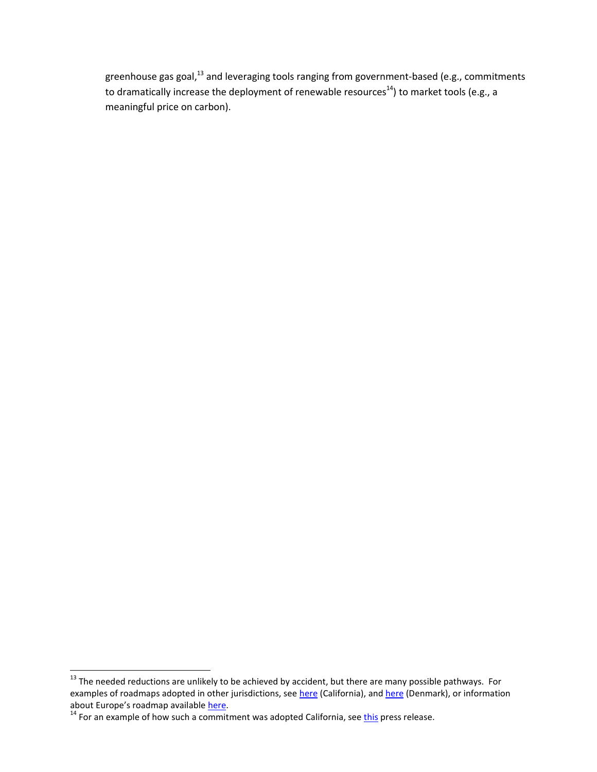greenhouse gas goal,[13] and leveraging tools ranging from government-based (e.g., commitments to dramatically increase the deployment of renewable resources[14]) to market tools (e.g., a meaningful price on carbon).

---

[13] The needed reductions are unlikely to be achieved by accident, but there are many possible pathways. For examples of roadmaps adopted in other jurisdictions, see here (California), and here (Denmark), or information about Europe's roadmap available here.

[14] For an example of how such a commitment was adopted California, see this press release.